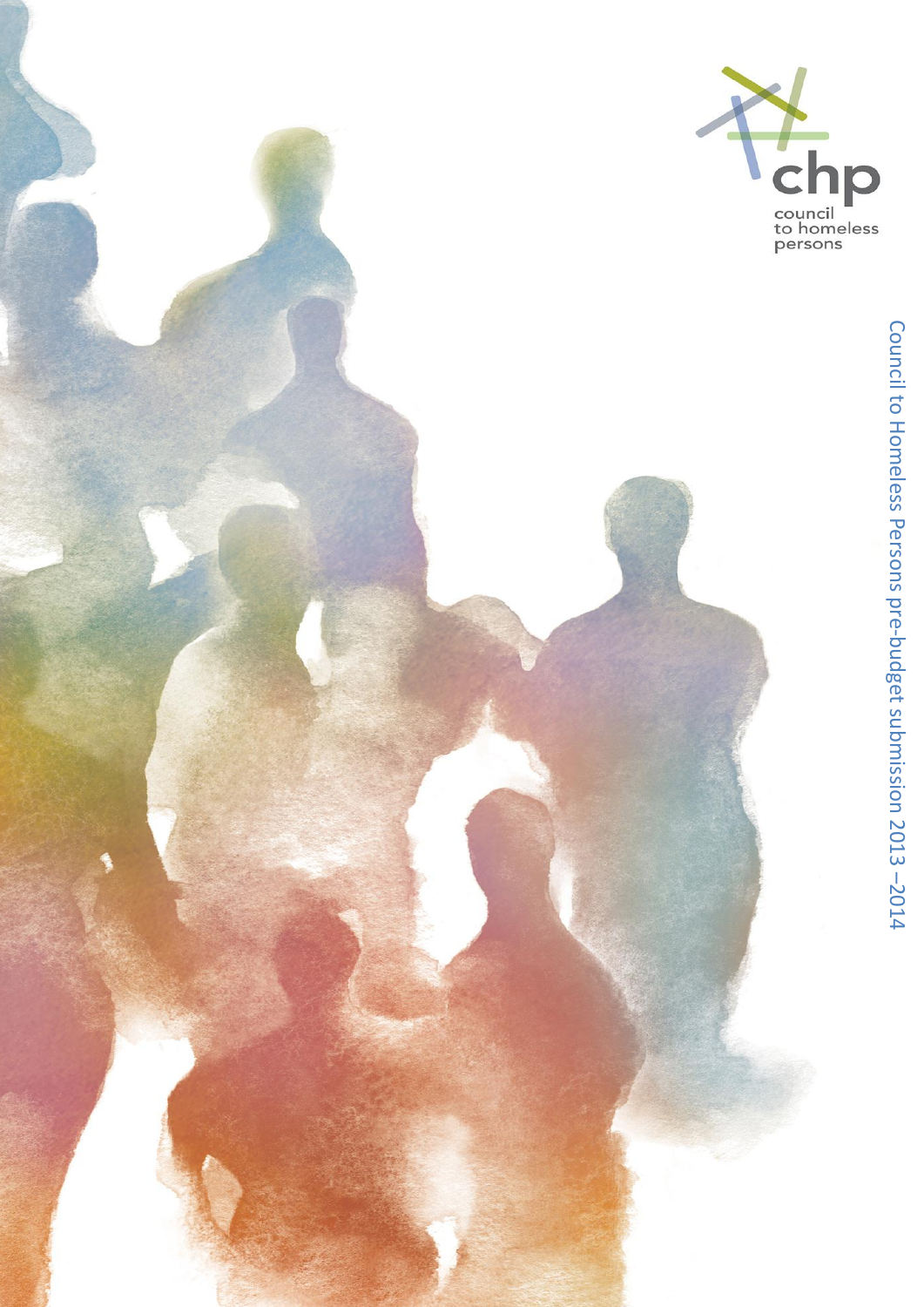chp

council to homeless persons

# Council to Homeless Persons pre-budget submission 2013 – 2014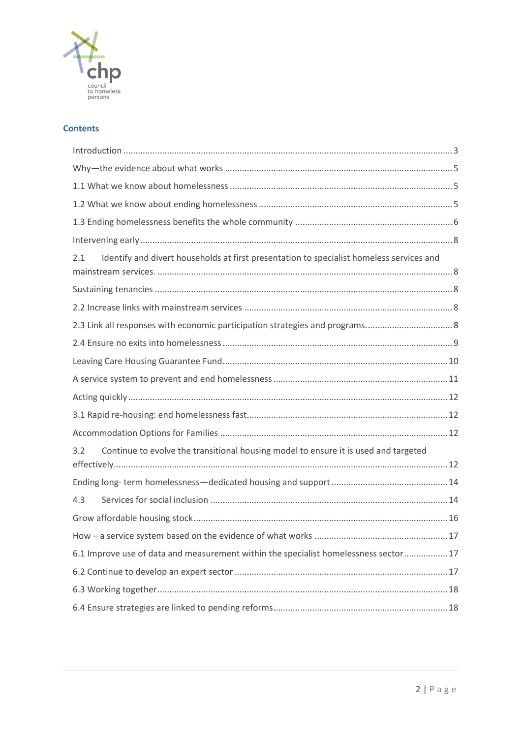## Contents

- Introduction ... 3
- Why—the evidence about what works ... 5
- 1.1 What we know about homelessness ... 5
- 1.2 What we know about ending homelessness ... 5
- 1.3 Ending homelessness benefits the whole community ... 6
- Intervening early ... 8
- 2.1 Identify and divert households at first presentation to specialist homeless services and mainstream services. ... 8
- Sustaining tenancies ... 8
- 2.2 Increase links with mainstream services ... 8
- 2.3 Link all responses with economic participation strategies and programs. ... 8
- 2.4 Ensure no exits into homelessness ... 9
- Leaving Care Housing Guarantee Fund ... 10
- A service system to prevent and end homelessness ... 11
- Acting quickly ... 12
- 3.1 Rapid re-housing: end homelessness fast ... 12
- Accommodation Options for Families ... 12
- 3.2 Continue to evolve the transitional housing model to ensure it is used and targeted effectively ... 12
- Ending long- term homelessness—dedicated housing and support ... 14
- 4.3 Services for social inclusion ... 14
- Grow affordable housing stock ... 16
- How – a service system based on the evidence of what works ... 17
- 6.1 Improve use of data and measurement within the specialist homelessness sector ... 17
- 6.2 Continue to develop an expert sector ... 17
- 6.3 Working together ... 18
- 6.4 Ensure strategies are linked to pending reforms ... 18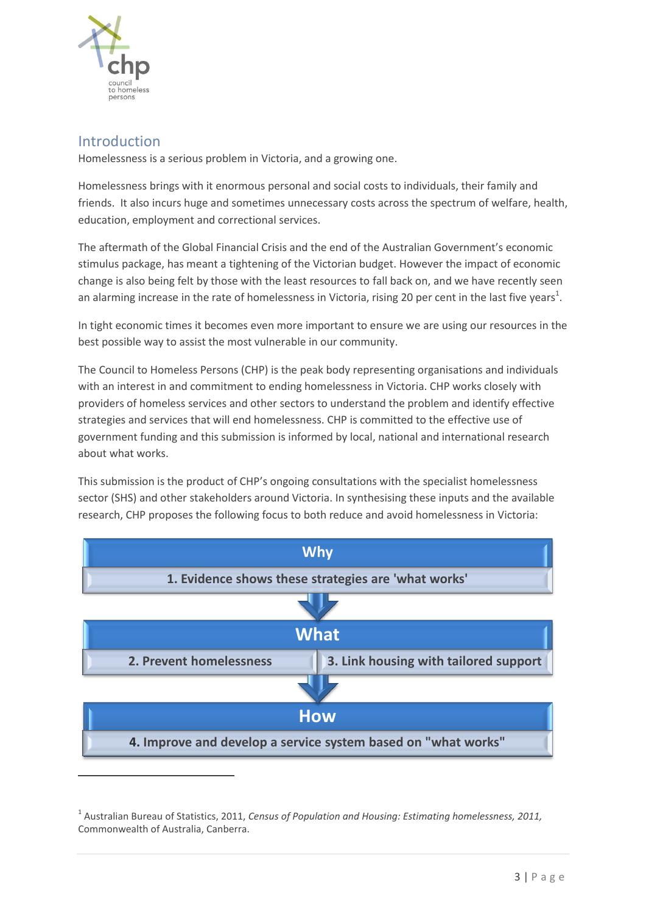## Introduction

Homelessness is a serious problem in Victoria, and a growing one.

Homelessness brings with it enormous personal and social costs to individuals, their family and friends. It also incurs huge and sometimes unnecessary costs across the spectrum of welfare, health, education, employment and correctional services.

The aftermath of the Global Financial Crisis and the end of the Australian Government's economic stimulus package, has meant a tightening of the Victorian budget. However the impact of economic change is also being felt by those with the least resources to fall back on, and we have recently seen an alarming increase in the rate of homelessness in Victoria, rising 20 per cent in the last five years[1].

In tight economic times it becomes even more important to ensure we are using our resources in the best possible way to assist the most vulnerable in our community.

The Council to Homeless Persons (CHP) is the peak body representing organisations and individuals with an interest in and commitment to ending homelessness in Victoria. CHP works closely with providers of homeless services and other sectors to understand the problem and identify effective strategies and services that will end homelessness. CHP is committed to the effective use of government funding and this submission is informed by local, national and international research about what works.

This submission is the product of CHP's ongoing consultations with the specialist homelessness sector (SHS) and other stakeholders around Victoria. In synthesising these inputs and the available research, CHP proposes the following focus to both reduce and avoid homelessness in Victoria:

**Why**

1. Evidence shows these strategies are 'what works'

**What**

2. Prevent homelessness
3. Link housing with tailored support

**How**

4. Improve and develop a service system based on "what works"

---

[1] Australian Bureau of Statistics, 2011, *Census of Population and Housing: Estimating homelessness, 2011,* Commonwealth of Australia, Canberra.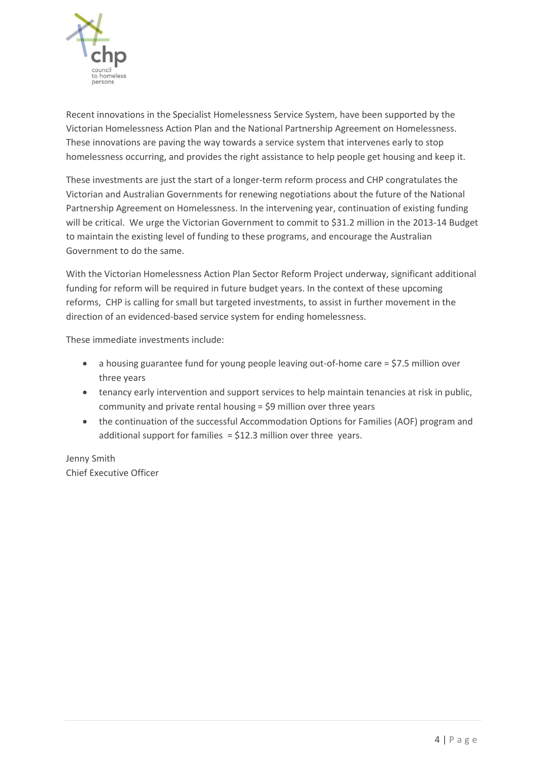Recent innovations in the Specialist Homelessness Service System, have been supported by the Victorian Homelessness Action Plan and the National Partnership Agreement on Homelessness. These innovations are paving the way towards a service system that intervenes early to stop homelessness occurring, and provides the right assistance to help people get housing and keep it.

These investments are just the start of a longer-term reform process and CHP congratulates the Victorian and Australian Governments for renewing negotiations about the future of the National Partnership Agreement on Homelessness. In the intervening year, continuation of existing funding will be critical. We urge the Victorian Government to commit to $31.2 million in the 2013-14 Budget to maintain the existing level of funding to these programs, and encourage the Australian Government to do the same.

With the Victorian Homelessness Action Plan Sector Reform Project underway, significant additional funding for reform will be required in future budget years. In the context of these upcoming reforms, CHP is calling for small but targeted investments, to assist in further movement in the direction of an evidenced-based service system for ending homelessness.

These immediate investments include:

- a housing guarantee fund for young people leaving out-of-home care = $7.5 million over three years
- tenancy early intervention and support services to help maintain tenancies at risk in public, community and private rental housing = $9 million over three years
- the continuation of the successful Accommodation Options for Families (AOF) program and additional support for families = $12.3 million over three years.

Jenny Smith
Chief Executive Officer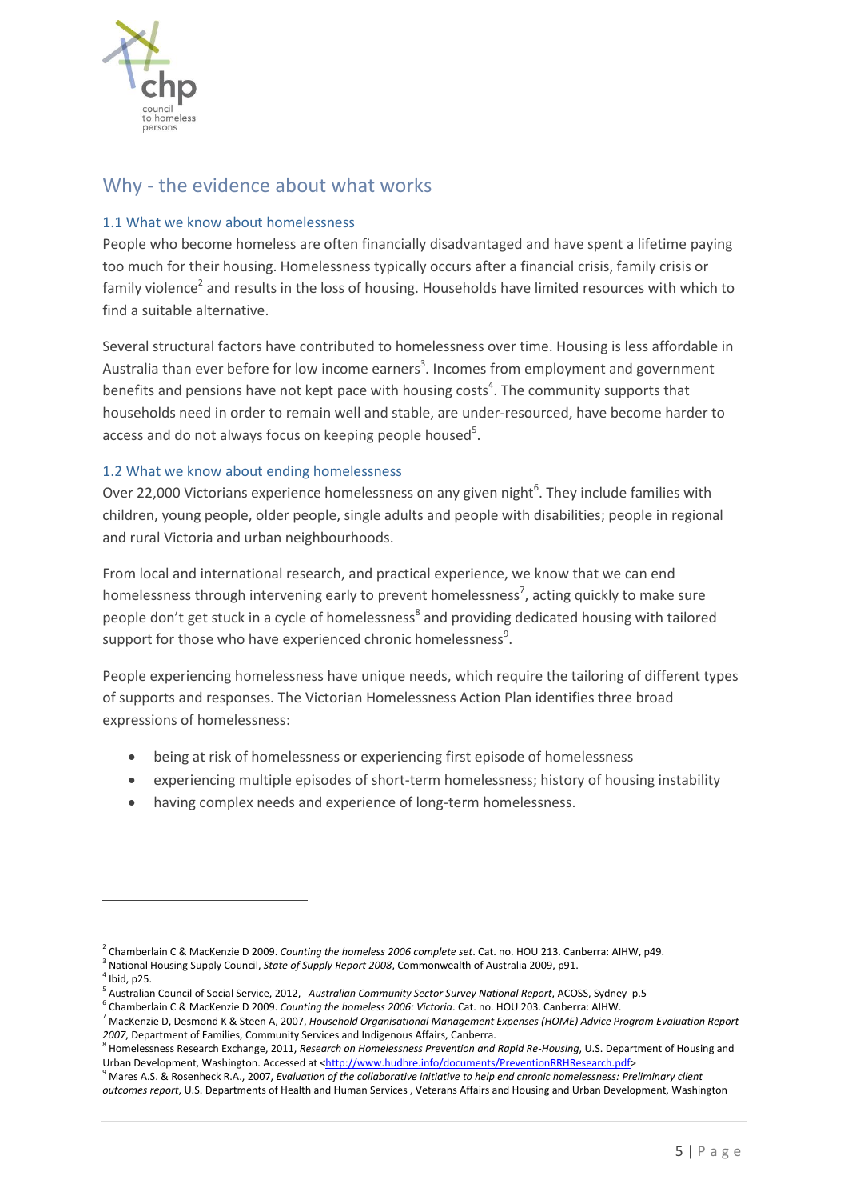## Why - the evidence about what works

### 1.1 What we know about homelessness

People who become homeless are often financially disadvantaged and have spent a lifetime paying too much for their housing. Homelessness typically occurs after a financial crisis, family crisis or family violence[2] and results in the loss of housing. Households have limited resources with which to find a suitable alternative.

Several structural factors have contributed to homelessness over time. Housing is less affordable in Australia than ever before for low income earners[3]. Incomes from employment and government benefits and pensions have not kept pace with housing costs[4]. The community supports that households need in order to remain well and stable, are under-resourced, have become harder to access and do not always focus on keeping people housed[5].

### 1.2 What we know about ending homelessness

Over 22,000 Victorians experience homelessness on any given night[6]. They include families with children, young people, older people, single adults and people with disabilities; people in regional and rural Victoria and urban neighbourhoods.

From local and international research, and practical experience, we know that we can end homelessness through intervening early to prevent homelessness[7], acting quickly to make sure people don't get stuck in a cycle of homelessness[8] and providing dedicated housing with tailored support for those who have experienced chronic homelessness[9].

People experiencing homelessness have unique needs, which require the tailoring of different types of supports and responses. The Victorian Homelessness Action Plan identifies three broad expressions of homelessness:

- being at risk of homelessness or experiencing first episode of homelessness
- experiencing multiple episodes of short-term homelessness; history of housing instability
- having complex needs and experience of long-term homelessness.

---

[2] Chamberlain C & MacKenzie D 2009. *Counting the homeless 2006 complete set*. Cat. no. HOU 213. Canberra: AIHW, p49.

[3] National Housing Supply Council, *State of Supply Report 2008*, Commonwealth of Australia 2009, p91.

[4] Ibid, p25.

[5] Australian Council of Social Service, 2012, *Australian Community Sector Survey National Report*, ACOSS, Sydney p.5

[6] Chamberlain C & MacKenzie D 2009. *Counting the homeless 2006: Victoria*. Cat. no. HOU 203. Canberra: AIHW.

[7] MacKenzie D, Desmond K & Steen A, 2007, *Household Organisational Management Expenses (HOME) Advice Program Evaluation Report 2007*, Department of Families, Community Services and Indigenous Affairs, Canberra.

[8] Homelessness Research Exchange, 2011, *Research on Homelessness Prevention and Rapid Re-Housing*, U.S. Department of Housing and Urban Development, Washington. Accessed at <http://www.hudhre.info/documents/PreventionRRHResearch.pdf>

[9] Mares A.S. & Rosenheck R.A., 2007, *Evaluation of the collaborative initiative to help end chronic homelessness: Preliminary client outcomes report*, U.S. Departments of Health and Human Services , Veterans Affairs and Housing and Urban Development, Washington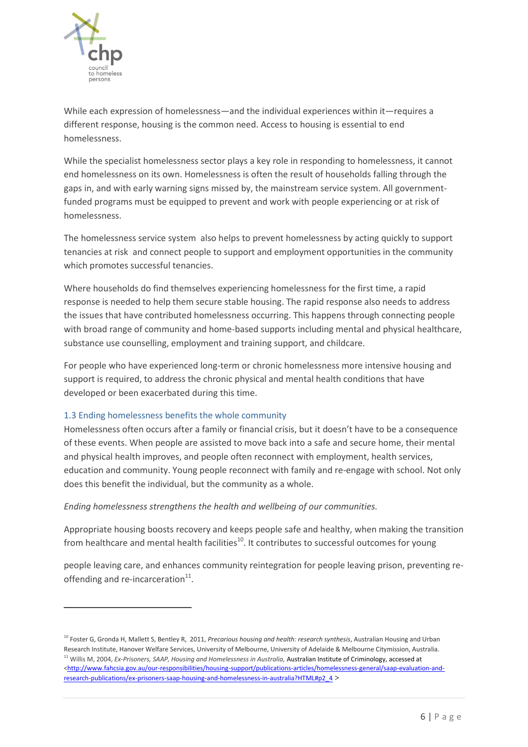While each expression of homelessness—and the individual experiences within it—requires a different response, housing is the common need. Access to housing is essential to end homelessness.

While the specialist homelessness sector plays a key role in responding to homelessness, it cannot end homelessness on its own. Homelessness is often the result of households falling through the gaps in, and with early warning signs missed by, the mainstream service system. All government-funded programs must be equipped to prevent and work with people experiencing or at risk of homelessness.

The homelessness service system also helps to prevent homelessness by acting quickly to support tenancies at risk and connect people to support and employment opportunities in the community which promotes successful tenancies.

Where households do find themselves experiencing homelessness for the first time, a rapid response is needed to help them secure stable housing. The rapid response also needs to address the issues that have contributed homelessness occurring. This happens through connecting people with broad range of community and home-based supports including mental and physical healthcare, substance use counselling, employment and training support, and childcare.

For people who have experienced long-term or chronic homelessness more intensive housing and support is required, to address the chronic physical and mental health conditions that have developed or been exacerbated during this time.

### 1.3 Ending homelessness benefits the whole community

Homelessness often occurs after a family or financial crisis, but it doesn't have to be a consequence of these events. When people are assisted to move back into a safe and secure home, their mental and physical health improves, and people often reconnect with employment, health services, education and community. Young people reconnect with family and re-engage with school. Not only does this benefit the individual, but the community as a whole.

*Ending homelessness strengthens the health and wellbeing of our communities.*

Appropriate housing boosts recovery and keeps people safe and healthy, when making the transition from healthcare and mental health facilities[10]. It contributes to successful outcomes for young people leaving care, and enhances community reintegration for people leaving prison, preventing re-offending and re-incarceration[11].

---

[10] Foster G, Gronda H, Mallett S, Bentley R, 2011, *Precarious housing and health: research synthesis*, Australian Housing and Urban Research Institute, Hanover Welfare Services, University of Melbourne, University of Adelaide & Melbourne Citymission, Australia.

[11] Willis M, 2004, *Ex-Prisoners, SAAP, Housing and Homelessness in Australia,* Australian Institute of Criminology, accessed at <http://www.fahcsia.gov.au/our-responsibilities/housing-support/publications-articles/homelessness-general/saap-evaluation-and-research-publications/ex-prisoners-saap-housing-and-homelessness-in-australia?HTML#p2_4 >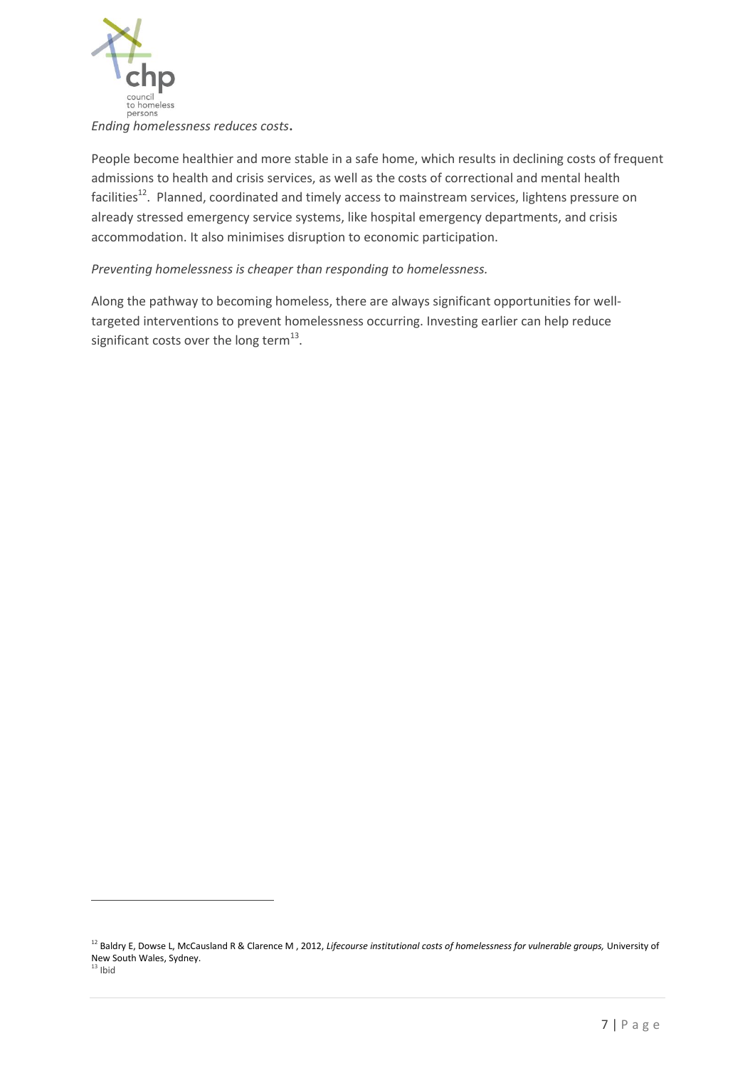*Ending homelessness reduces costs*.

People become healthier and more stable in a safe home, which results in declining costs of frequent admissions to health and crisis services, as well as the costs of correctional and mental health facilities[12]. Planned, coordinated and timely access to mainstream services, lightens pressure on already stressed emergency service systems, like hospital emergency departments, and crisis accommodation. It also minimises disruption to economic participation.

*Preventing homelessness is cheaper than responding to homelessness.*

Along the pathway to becoming homeless, there are always significant opportunities for well-targeted interventions to prevent homelessness occurring. Investing earlier can help reduce significant costs over the long term[13].

---

[12] Baldry E, Dowse L, McCausland R & Clarence M , 2012, *Lifecourse institutional costs of homelessness for vulnerable groups,* University of New South Wales, Sydney.

[13] Ibid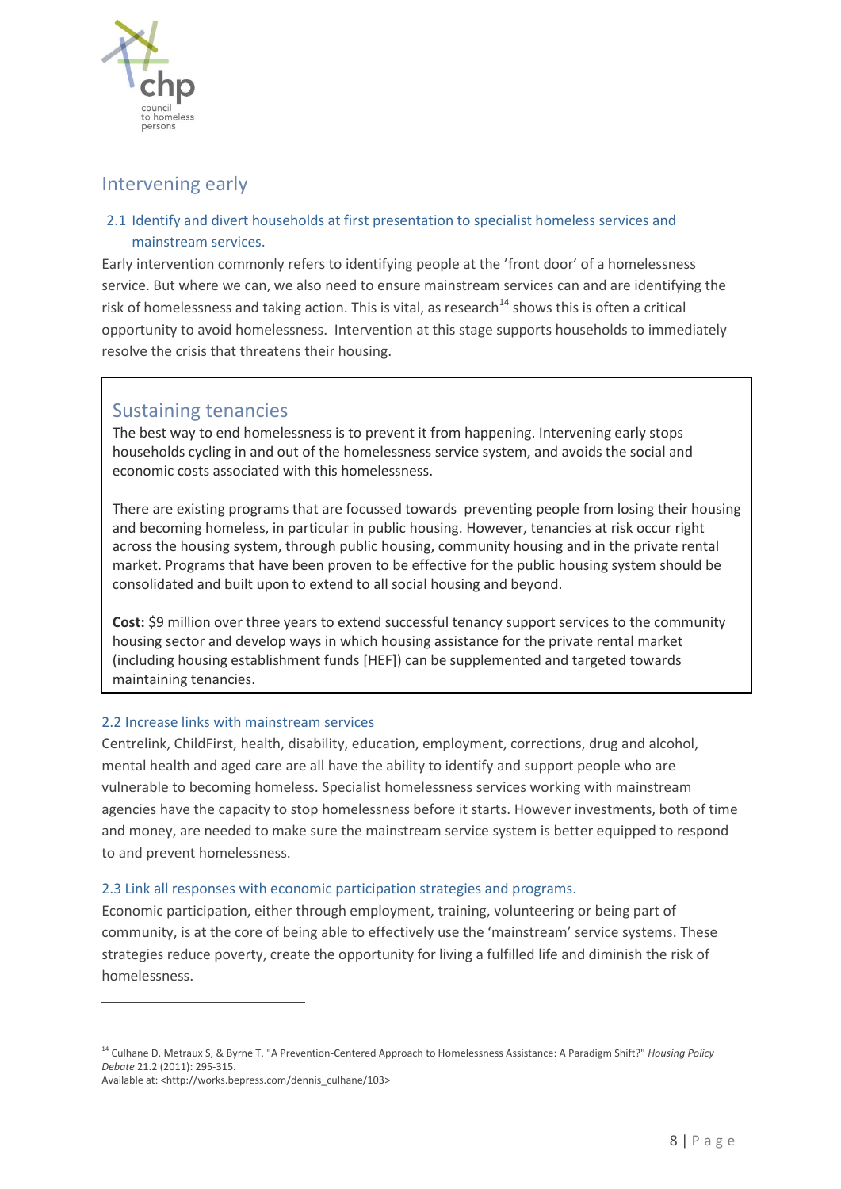## Intervening early

### 2.1 Identify and divert households at first presentation to specialist homeless services and mainstream services.

Early intervention commonly refers to identifying people at the 'front door' of a homelessness service. But where we can, we also need to ensure mainstream services can and are identifying the risk of homelessness and taking action. This is vital, as research[14] shows this is often a critical opportunity to avoid homelessness. Intervention at this stage supports households to immediately resolve the crisis that threatens their housing.

> ## Sustaining tenancies
>
> The best way to end homelessness is to prevent it from happening. Intervening early stops households cycling in and out of the homelessness service system, and avoids the social and economic costs associated with this homelessness.
>
> There are existing programs that are focussed towards preventing people from losing their housing and becoming homeless, in particular in public housing. However, tenancies at risk occur right across the housing system, through public housing, community housing and in the private rental market. Programs that have been proven to be effective for the public housing system should be consolidated and built upon to extend to all social housing and beyond.
>
> **Cost:** $9 million over three years to extend successful tenancy support services to the community housing sector and develop ways in which housing assistance for the private rental market (including housing establishment funds [HEF]) can be supplemented and targeted towards maintaining tenancies.

### 2.2 Increase links with mainstream services

Centrelink, ChildFirst, health, disability, education, employment, corrections, drug and alcohol, mental health and aged care are all have the ability to identify and support people who are vulnerable to becoming homeless. Specialist homelessness services working with mainstream agencies have the capacity to stop homelessness before it starts. However investments, both of time and money, are needed to make sure the mainstream service system is better equipped to respond to and prevent homelessness.

### 2.3 Link all responses with economic participation strategies and programs.

Economic participation, either through employment, training, volunteering or being part of community, is at the core of being able to effectively use the 'mainstream' service systems. These strategies reduce poverty, create the opportunity for living a fulfilled life and diminish the risk of homelessness.

---

[14] Culhane D, Metraux S, & Byrne T. "A Prevention-Centered Approach to Homelessness Assistance: A Paradigm Shift?" *Housing Policy Debate* 21.2 (2011): 295-315.
Available at: <http://works.bepress.com/dennis_culhane/103>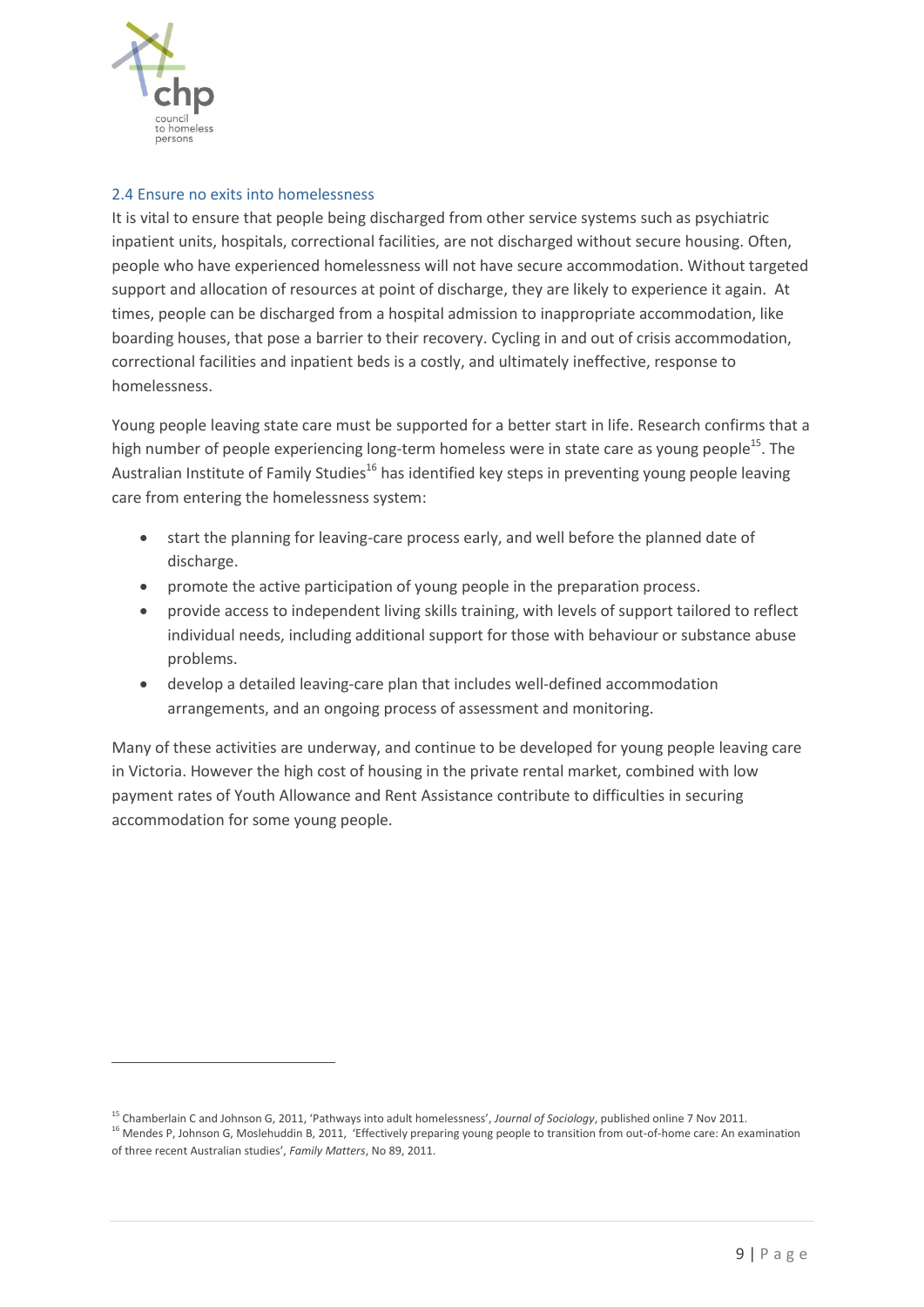## 2.4 Ensure no exits into homelessness

It is vital to ensure that people being discharged from other service systems such as psychiatric inpatient units, hospitals, correctional facilities, are not discharged without secure housing. Often, people who have experienced homelessness will not have secure accommodation. Without targeted support and allocation of resources at point of discharge, they are likely to experience it again. At times, people can be discharged from a hospital admission to inappropriate accommodation, like boarding houses, that pose a barrier to their recovery. Cycling in and out of crisis accommodation, correctional facilities and inpatient beds is a costly, and ultimately ineffective, response to homelessness.

Young people leaving state care must be supported for a better start in life. Research confirms that a high number of people experiencing long-term homeless were in state care as young people[15]. The Australian Institute of Family Studies[16] has identified key steps in preventing young people leaving care from entering the homelessness system:

- start the planning for leaving-care process early, and well before the planned date of discharge.
- promote the active participation of young people in the preparation process.
- provide access to independent living skills training, with levels of support tailored to reflect individual needs, including additional support for those with behaviour or substance abuse problems.
- develop a detailed leaving-care plan that includes well-defined accommodation arrangements, and an ongoing process of assessment and monitoring.

Many of these activities are underway, and continue to be developed for young people leaving care in Victoria. However the high cost of housing in the private rental market, combined with low payment rates of Youth Allowance and Rent Assistance contribute to difficulties in securing accommodation for some young people.

---

[15] Chamberlain C and Johnson G, 2011, 'Pathways into adult homelessness', *Journal of Sociology*, published online 7 Nov 2011.

[16] Mendes P, Johnson G, Moslehuddin B, 2011, 'Effectively preparing young people to transition from out-of-home care: An examination of three recent Australian studies', *Family Matters*, No 89, 2011.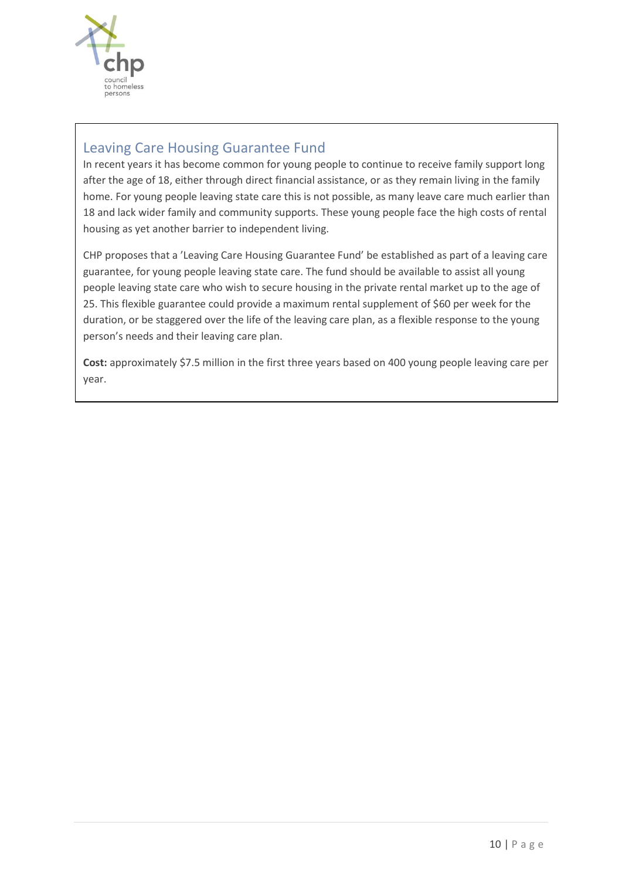## Leaving Care Housing Guarantee Fund

In recent years it has become common for young people to continue to receive family support long after the age of 18, either through direct financial assistance, or as they remain living in the family home. For young people leaving state care this is not possible, as many leave care much earlier than 18 and lack wider family and community supports. These young people face the high costs of rental housing as yet another barrier to independent living.

CHP proposes that a 'Leaving Care Housing Guarantee Fund' be established as part of a leaving care guarantee, for young people leaving state care. The fund should be available to assist all young people leaving state care who wish to secure housing in the private rental market up to the age of 25. This flexible guarantee could provide a maximum rental supplement of $60 per week for the duration, or be staggered over the life of the leaving care plan, as a flexible response to the young person's needs and their leaving care plan.

**Cost:** approximately $7.5 million in the first three years based on 400 young people leaving care per year.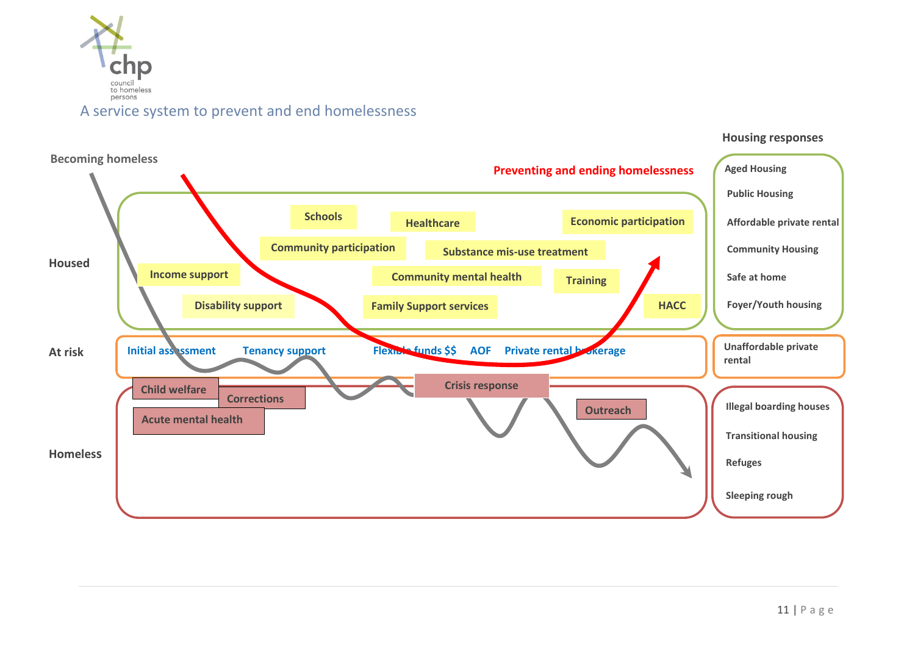A service system to prevent and end homelessness

**Becoming homeless**

**Preventing and ending homelessness**

**Housed**
- Schools
- Healthcare
- Economic participation
- Community participation
- Substance mis-use treatment
- Income support
- Community mental health
- Training
- Disability support
- Family Support services
- HACC

**At risk**
- Initial assessment
- Tenancy support
- Flexible funds $$
- AOF
- Private rental brokerage

**Homeless**
- Child welfare
- Corrections
- Acute mental health
- Crisis response
- Outreach

**Housing responses**

Housed:
- Aged Housing
- Public Housing
- Affordable private rental
- Community Housing
- Safe at home
- Foyer/Youth housing

At risk:
- Unaffordable private rental

Homeless:
- Illegal boarding houses
- Transitional housing
- Refuges
- Sleeping rough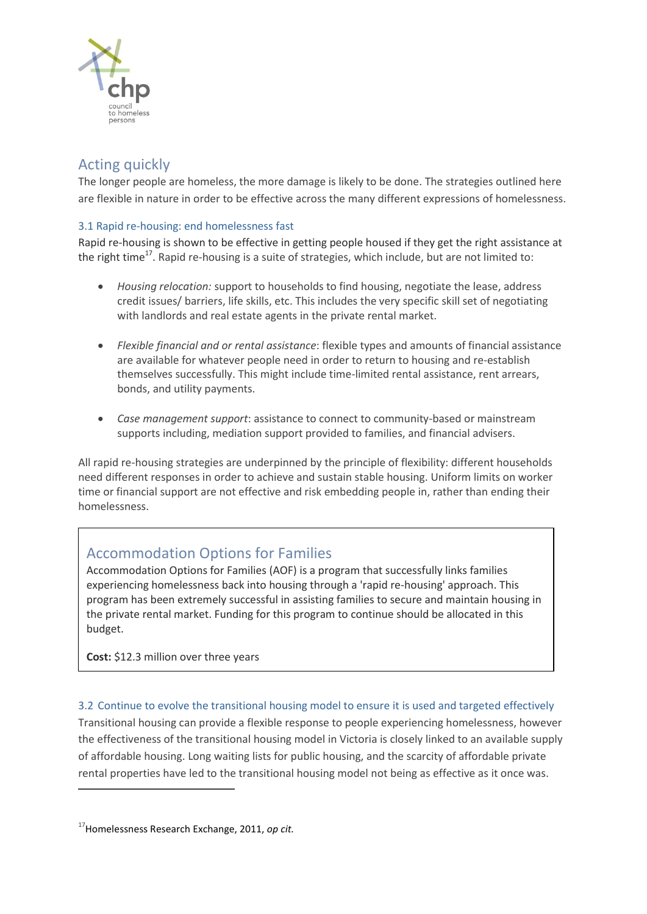## Acting quickly

The longer people are homeless, the more damage is likely to be done. The strategies outlined here are flexible in nature in order to be effective across the many different expressions of homelessness.

### 3.1 Rapid re-housing: end homelessness fast

Rapid re-housing is shown to be effective in getting people housed if they get the right assistance at the right time[17]. Rapid re-housing is a suite of strategies, which include, but are not limited to:

- *Housing relocation:* support to households to find housing, negotiate the lease, address credit issues/ barriers, life skills, etc. This includes the very specific skill set of negotiating with landlords and real estate agents in the private rental market.

- *Flexible financial and or rental assistance*: flexible types and amounts of financial assistance are available for whatever people need in order to return to housing and re-establish themselves successfully. This might include time-limited rental assistance, rent arrears, bonds, and utility payments.

- *Case management support*: assistance to connect to community-based or mainstream supports including, mediation support provided to families, and financial advisers.

All rapid re-housing strategies are underpinned by the principle of flexibility: different households need different responses in order to achieve and sustain stable housing. Uniform limits on worker time or financial support are not effective and risk embedding people in, rather than ending their homelessness.

> ## Accommodation Options for Families
>
> Accommodation Options for Families (AOF) is a program that successfully links families experiencing homelessness back into housing through a 'rapid re-housing' approach. This program has been extremely successful in assisting families to secure and maintain housing in the private rental market. Funding for this program to continue should be allocated in this budget.
>
> **Cost:** $12.3 million over three years

### 3.2 Continue to evolve the transitional housing model to ensure it is used and targeted effectively

Transitional housing can provide a flexible response to people experiencing homelessness, however the effectiveness of the transitional housing model in Victoria is closely linked to an available supply of affordable housing. Long waiting lists for public housing, and the scarcity of affordable private rental properties have led to the transitional housing model not being as effective as it once was.

---

[17] Homelessness Research Exchange, 2011, *op cit.*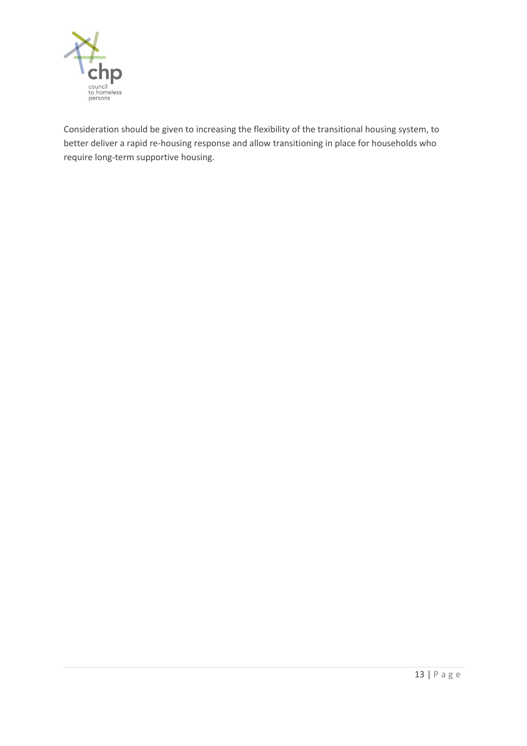Consideration should be given to increasing the flexibility of the transitional housing system, to better deliver a rapid re-housing response and allow transitioning in place for households who require long-term supportive housing.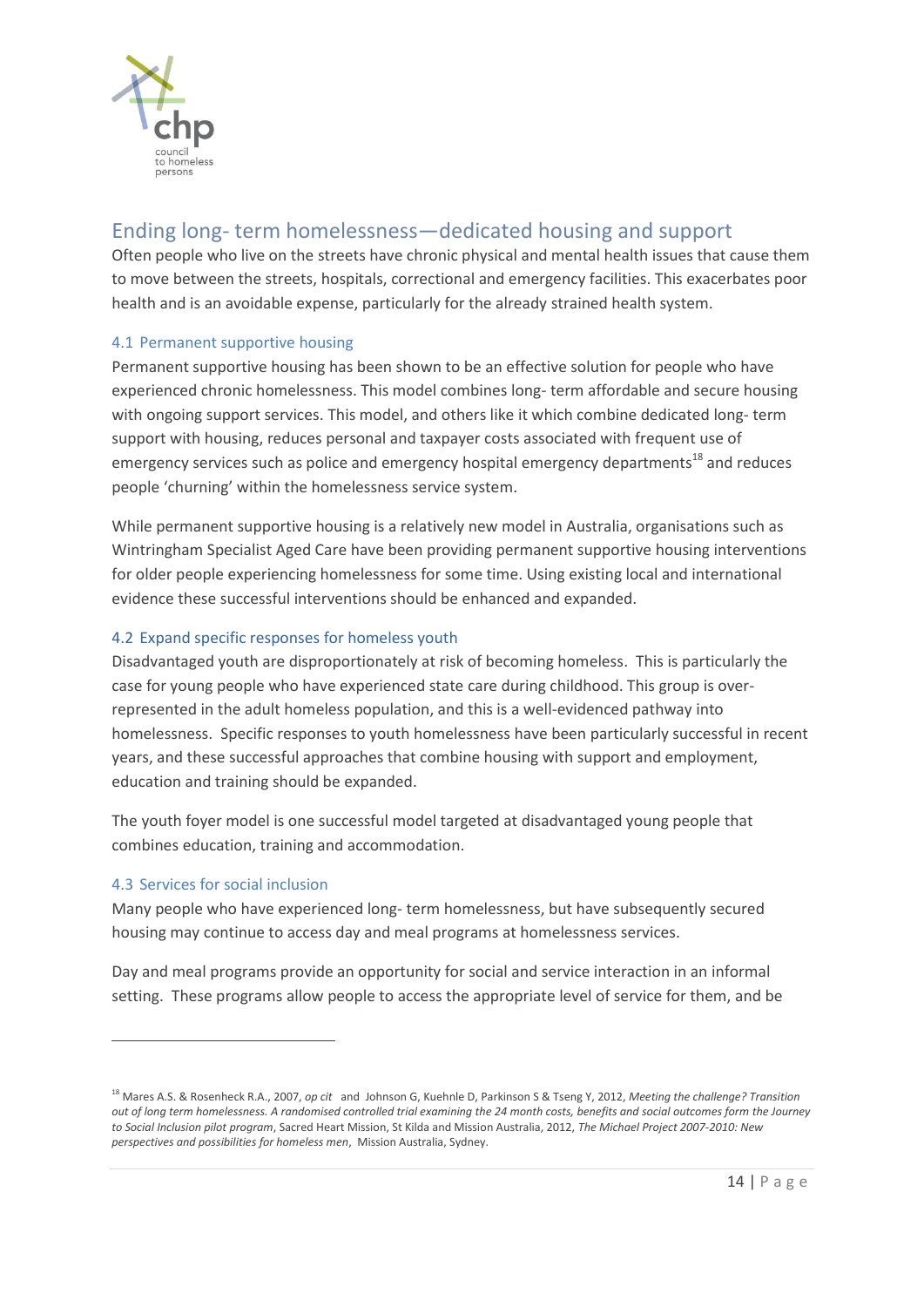## Ending long- term homelessness—dedicated housing and support

Often people who live on the streets have chronic physical and mental health issues that cause them to move between the streets, hospitals, correctional and emergency facilities. This exacerbates poor health and is an avoidable expense, particularly for the already strained health system.

### 4.1 Permanent supportive housing

Permanent supportive housing has been shown to be an effective solution for people who have experienced chronic homelessness. This model combines long- term affordable and secure housing with ongoing support services. This model, and others like it which combine dedicated long- term support with housing, reduces personal and taxpayer costs associated with frequent use of emergency services such as police and emergency hospital emergency departments[18] and reduces people 'churning' within the homelessness service system.

While permanent supportive housing is a relatively new model in Australia, organisations such as Wintringham Specialist Aged Care have been providing permanent supportive housing interventions for older people experiencing homelessness for some time. Using existing local and international evidence these successful interventions should be enhanced and expanded.

### 4.2 Expand specific responses for homeless youth

Disadvantaged youth are disproportionately at risk of becoming homeless. This is particularly the case for young people who have experienced state care during childhood. This group is over-represented in the adult homeless population, and this is a well-evidenced pathway into homelessness. Specific responses to youth homelessness have been particularly successful in recent years, and these successful approaches that combine housing with support and employment, education and training should be expanded.

The youth foyer model is one successful model targeted at disadvantaged young people that combines education, training and accommodation.

### 4.3 Services for social inclusion

Many people who have experienced long- term homelessness, but have subsequently secured housing may continue to access day and meal programs at homelessness services.

Day and meal programs provide an opportunity for social and service interaction in an informal setting. These programs allow people to access the appropriate level of service for them, and be

---

[18] Mares A.S. & Rosenheck R.A., 2007, *op cit* and Johnson G, Kuehnle D, Parkinson S & Tseng Y, 2012, *Meeting the challenge? Transition out of long term homelessness. A randomised controlled trial examining the 24 month costs, benefits and social outcomes form the Journey to Social Inclusion pilot program*, Sacred Heart Mission, St Kilda and Mission Australia, 2012, *The Michael Project 2007-2010: New perspectives and possibilities for homeless men*, Mission Australia, Sydney.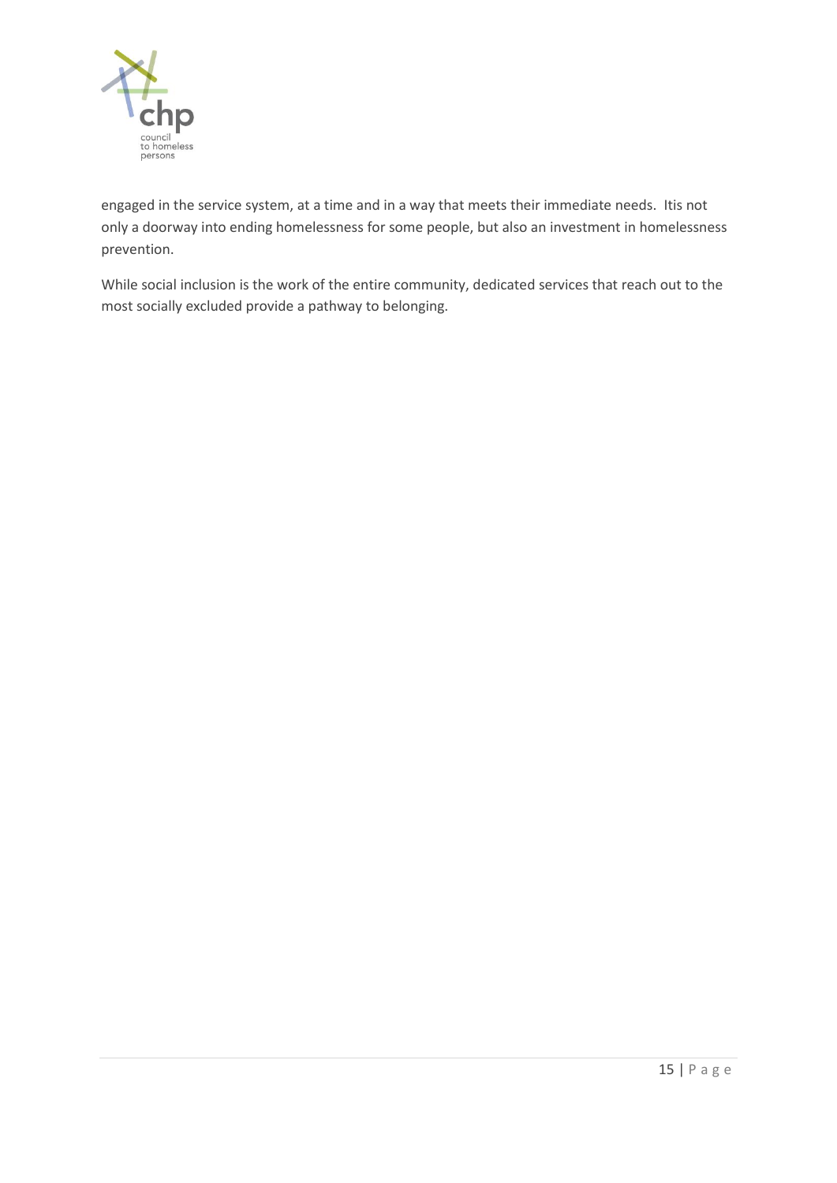engaged in the service system, at a time and in a way that meets their immediate needs. Itis not only a doorway into ending homelessness for some people, but also an investment in homelessness prevention.

While social inclusion is the work of the entire community, dedicated services that reach out to the most socially excluded provide a pathway to belonging.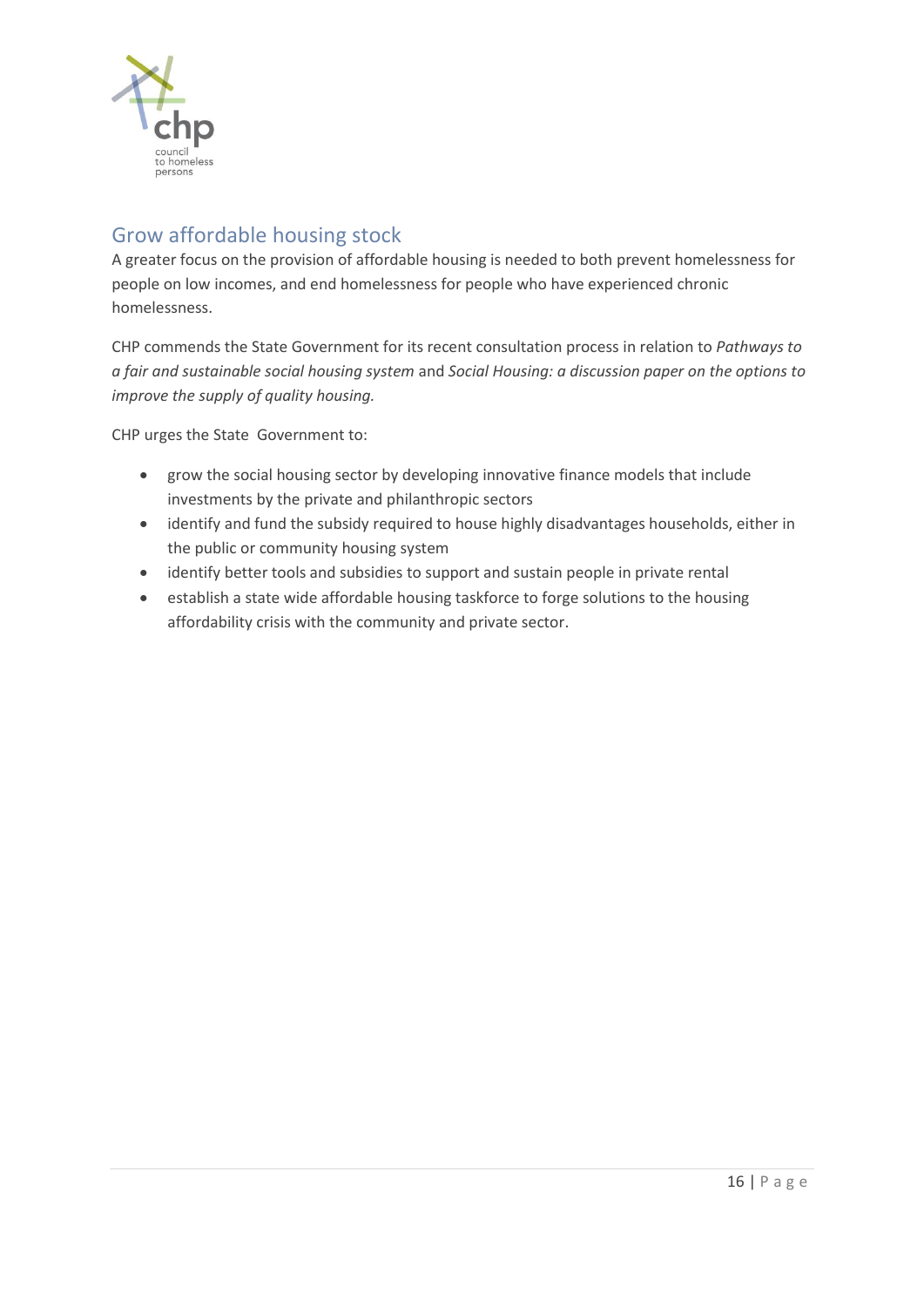## Grow affordable housing stock

A greater focus on the provision of affordable housing is needed to both prevent homelessness for people on low incomes, and end homelessness for people who have experienced chronic homelessness.

CHP commends the State Government for its recent consultation process in relation to *Pathways to a fair and sustainable social housing system* and *Social Housing: a discussion paper on the options to improve the supply of quality housing.*

CHP urges the State Government to:

- grow the social housing sector by developing innovative finance models that include investments by the private and philanthropic sectors
- identify and fund the subsidy required to house highly disadvantages households, either in the public or community housing system
- identify better tools and subsidies to support and sustain people in private rental
- establish a state wide affordable housing taskforce to forge solutions to the housing affordability crisis with the community and private sector.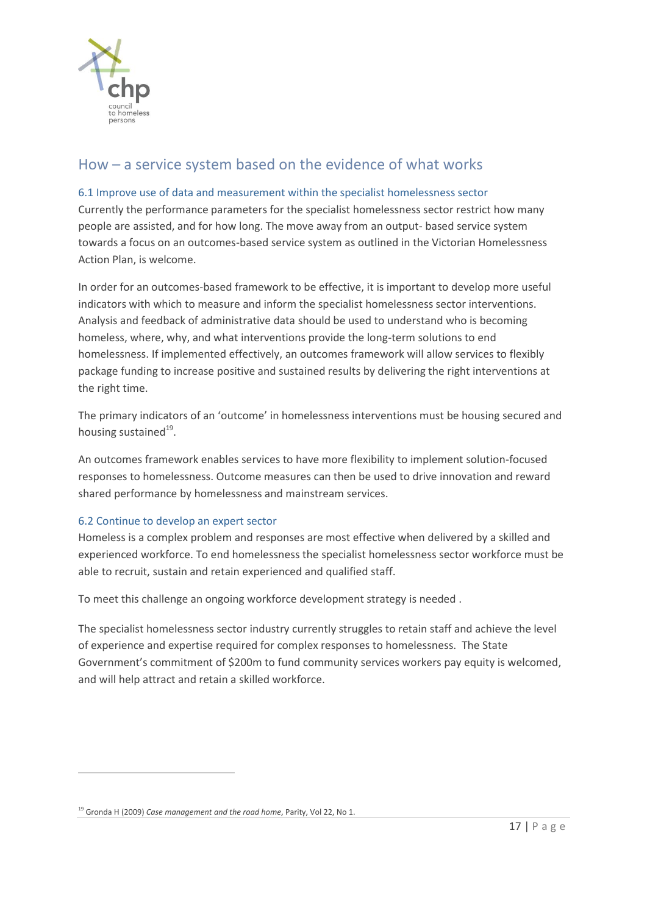## How – a service system based on the evidence of what works

### 6.1 Improve use of data and measurement within the specialist homelessness sector

Currently the performance parameters for the specialist homelessness sector restrict how many people are assisted, and for how long. The move away from an output- based service system towards a focus on an outcomes-based service system as outlined in the Victorian Homelessness Action Plan, is welcome.

In order for an outcomes-based framework to be effective, it is important to develop more useful indicators with which to measure and inform the specialist homelessness sector interventions. Analysis and feedback of administrative data should be used to understand who is becoming homeless, where, why, and what interventions provide the long-term solutions to end homelessness. If implemented effectively, an outcomes framework will allow services to flexibly package funding to increase positive and sustained results by delivering the right interventions at the right time.

The primary indicators of an 'outcome' in homelessness interventions must be housing secured and housing sustained[19].

An outcomes framework enables services to have more flexibility to implement solution-focused responses to homelessness. Outcome measures can then be used to drive innovation and reward shared performance by homelessness and mainstream services.

### 6.2 Continue to develop an expert sector

Homeless is a complex problem and responses are most effective when delivered by a skilled and experienced workforce. To end homelessness the specialist homelessness sector workforce must be able to recruit, sustain and retain experienced and qualified staff.

To meet this challenge an ongoing workforce development strategy is needed .

The specialist homelessness sector industry currently struggles to retain staff and achieve the level of experience and expertise required for complex responses to homelessness. The State Government's commitment of $200m to fund community services workers pay equity is welcomed, and will help attract and retain a skilled workforce.

---

[19] Gronda H (2009) *Case management and the road home*, Parity, Vol 22, No 1.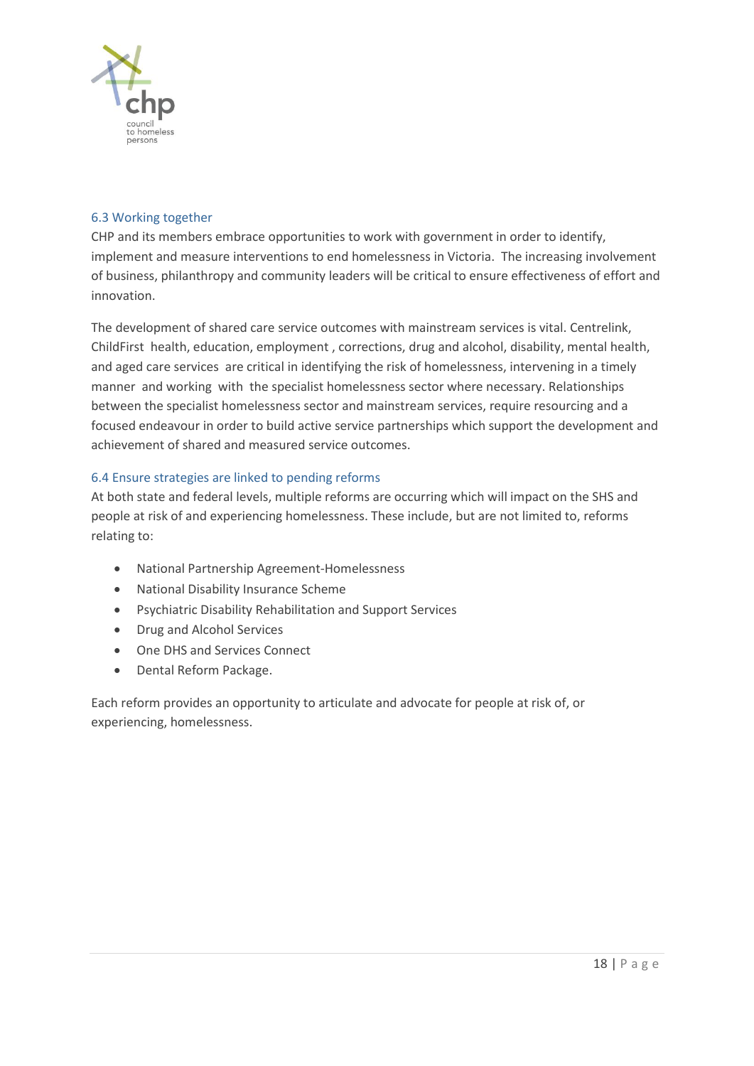### 6.3 Working together

CHP and its members embrace opportunities to work with government in order to identify, implement and measure interventions to end homelessness in Victoria. The increasing involvement of business, philanthropy and community leaders will be critical to ensure effectiveness of effort and innovation.

The development of shared care service outcomes with mainstream services is vital. Centrelink, ChildFirst health, education, employment , corrections, drug and alcohol, disability, mental health, and aged care services are critical in identifying the risk of homelessness, intervening in a timely manner and working with the specialist homelessness sector where necessary. Relationships between the specialist homelessness sector and mainstream services, require resourcing and a focused endeavour in order to build active service partnerships which support the development and achievement of shared and measured service outcomes.

### 6.4 Ensure strategies are linked to pending reforms

At both state and federal levels, multiple reforms are occurring which will impact on the SHS and people at risk of and experiencing homelessness. These include, but are not limited to, reforms relating to:

- National Partnership Agreement-Homelessness
- National Disability Insurance Scheme
- Psychiatric Disability Rehabilitation and Support Services
- Drug and Alcohol Services
- One DHS and Services Connect
- Dental Reform Package.

Each reform provides an opportunity to articulate and advocate for people at risk of, or experiencing, homelessness.